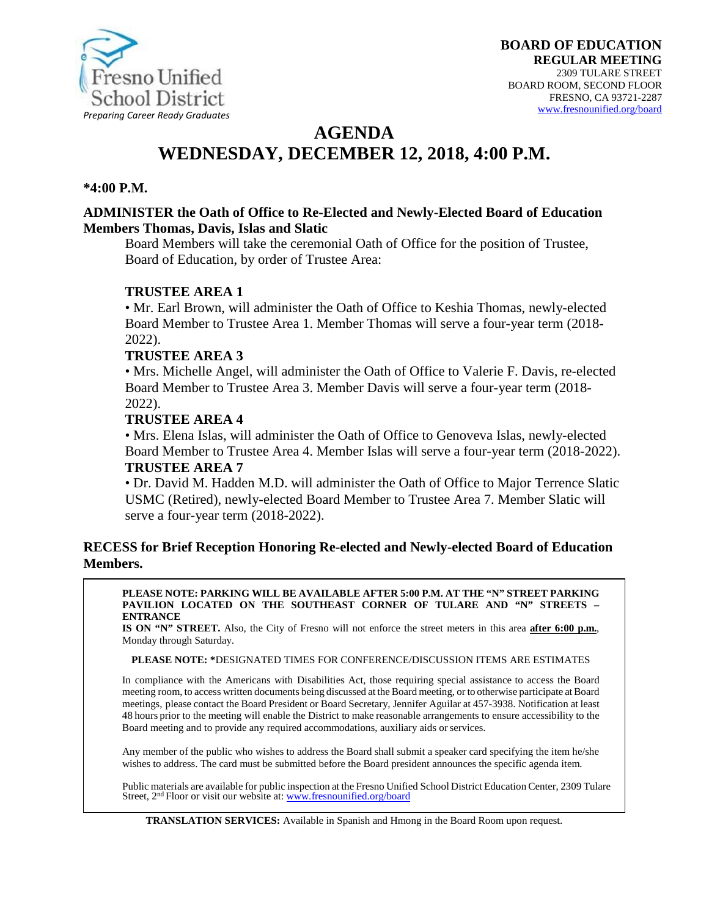Fresno Unified School District
*Preparing Career Ready Graduates*

**BOARD OF EDUCATION**
**REGULAR MEETING**
2309 TULARE STREET
BOARD ROOM, SECOND FLOOR
FRESNO, CA 93721-2287
www.fresnounified.org/board

# AGENDA
# WEDNESDAY, DECEMBER 12, 2018, 4:00 P.M.

**\*4:00 P.M.**

**ADMINISTER the Oath of Office to Re-Elected and Newly-Elected Board of Education Members Thomas, Davis, Islas and Slatic**

Board Members will take the ceremonial Oath of Office for the position of Trustee, Board of Education, by order of Trustee Area:

**TRUSTEE AREA 1**
• Mr. Earl Brown, will administer the Oath of Office to Keshia Thomas, newly-elected Board Member to Trustee Area 1. Member Thomas will serve a four-year term (2018-2022).

**TRUSTEE AREA 3**
• Mrs. Michelle Angel, will administer the Oath of Office to Valerie F. Davis, re-elected Board Member to Trustee Area 3. Member Davis will serve a four-year term (2018-2022).

**TRUSTEE AREA 4**
• Mrs. Elena Islas, will administer the Oath of Office to Genoveva Islas, newly-elected Board Member to Trustee Area 4. Member Islas will serve a four-year term (2018-2022).

**TRUSTEE AREA 7**
• Dr. David M. Hadden M.D. will administer the Oath of Office to Major Terrence Slatic USMC (Retired), newly-elected Board Member to Trustee Area 7. Member Slatic will serve a four-year term (2018-2022).

**RECESS for Brief Reception Honoring Re-elected and Newly-elected Board of Education Members.**

**PLEASE NOTE: PARKING WILL BE AVAILABLE AFTER 5:00 P.M. AT THE "N" STREET PARKING PAVILION LOCATED ON THE SOUTHEAST CORNER OF TULARE AND "N" STREETS – ENTRANCE IS ON "N" STREET.** Also, the City of Fresno will not enforce the street meters in this area **after 6:00 p.m.**, Monday through Saturday.

**PLEASE NOTE: \***DESIGNATED TIMES FOR CONFERENCE/DISCUSSION ITEMS ARE ESTIMATES

In compliance with the Americans with Disabilities Act, those requiring special assistance to access the Board meeting room, to access written documents being discussed at the Board meeting, or to otherwise participate at Board meetings, please contact the Board President or Board Secretary, Jennifer Aguilar at 457-3938. Notification at least 48 hours prior to the meeting will enable the District to make reasonable arrangements to ensure accessibility to the Board meeting and to provide any required accommodations, auxiliary aids or services.

Any member of the public who wishes to address the Board shall submit a speaker card specifying the item he/she wishes to address. The card must be submitted before the Board president announces the specific agenda item.

Public materials are available for public inspection at the Fresno Unified School District Education Center, 2309 Tulare Street, 2nd Floor or visit our website at: www.fresnounified.org/board

**TRANSLATION SERVICES:** Available in Spanish and Hmong in the Board Room upon request.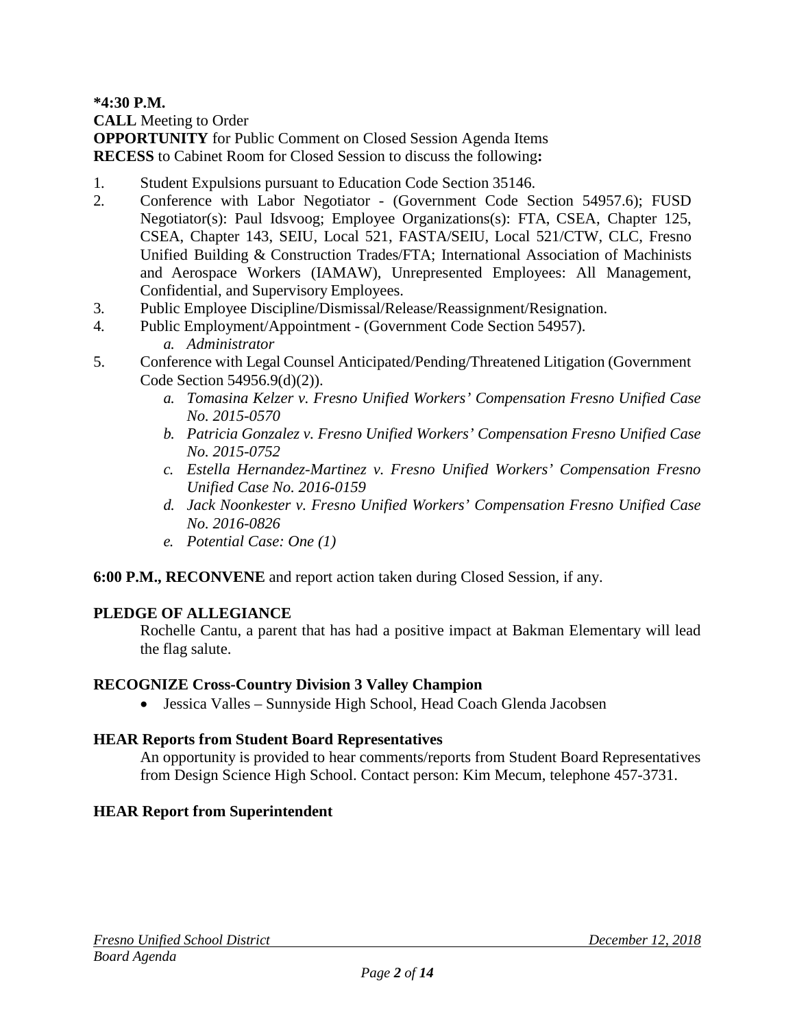**\*4:30 P.M.**

**CALL** Meeting to Order

**OPPORTUNITY** for Public Comment on Closed Session Agenda Items

**RECESS** to Cabinet Room for Closed Session to discuss the following**:**

1. Student Expulsions pursuant to Education Code Section 35146.
2. Conference with Labor Negotiator - (Government Code Section 54957.6); FUSD Negotiator(s): Paul Idsvoog; Employee Organizations(s): FTA, CSEA, Chapter 125, CSEA, Chapter 143, SEIU, Local 521, FASTA/SEIU, Local 521/CTW, CLC, Fresno Unified Building & Construction Trades/FTA; International Association of Machinists and Aerospace Workers (IAMAW), Unrepresented Employees: All Management, Confidential, and Supervisory Employees.
3. Public Employee Discipline/Dismissal/Release/Reassignment/Resignation.
4. Public Employment/Appointment - (Government Code Section 54957).
   a. *Administrator*
5. Conference with Legal Counsel Anticipated/Pending/Threatened Litigation (Government Code Section 54956.9(d)(2)).
   a. *Tomasina Kelzer v. Fresno Unified Workers' Compensation Fresno Unified Case No. 2015-0570*
   b. *Patricia Gonzalez v. Fresno Unified Workers' Compensation Fresno Unified Case No. 2015-0752*
   c. *Estella Hernandez-Martinez v. Fresno Unified Workers' Compensation Fresno Unified Case No. 2016-0159*
   d. *Jack Noonkester v. Fresno Unified Workers' Compensation Fresno Unified Case No. 2016-0826*
   e. *Potential Case: One (1)*

**6:00 P.M., RECONVENE** and report action taken during Closed Session, if any.

**PLEDGE OF ALLEGIANCE**

Rochelle Cantu, a parent that has had a positive impact at Bakman Elementary will lead the flag salute.

**RECOGNIZE Cross-Country Division 3 Valley Champion**

- Jessica Valles – Sunnyside High School, Head Coach Glenda Jacobsen

**HEAR Reports from Student Board Representatives**

An opportunity is provided to hear comments/reports from Student Board Representatives from Design Science High School. Contact person: Kim Mecum, telephone 457-3731.

**HEAR Report from Superintendent**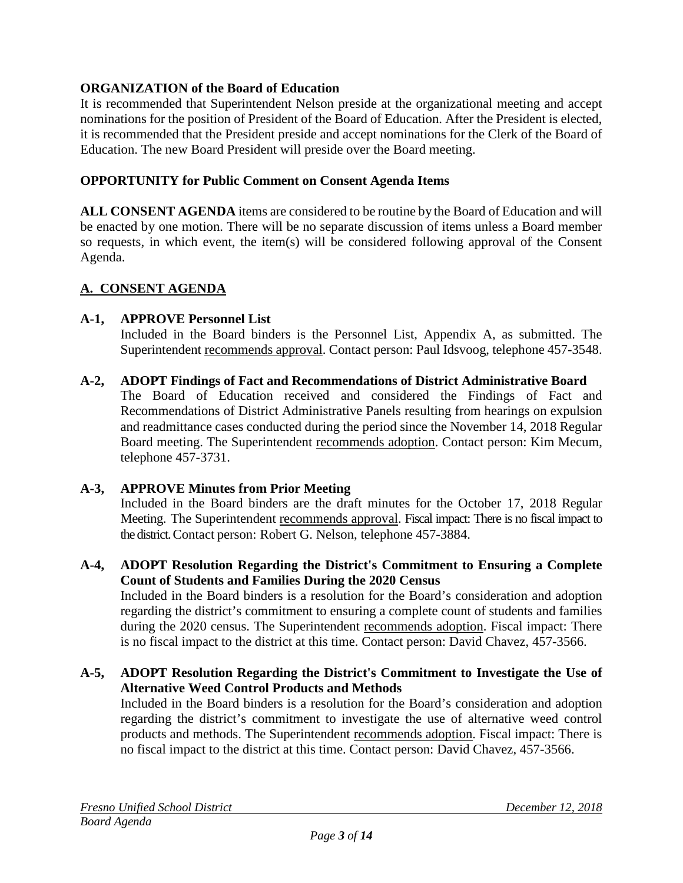**ORGANIZATION of the Board of Education**

It is recommended that Superintendent Nelson preside at the organizational meeting and accept nominations for the position of President of the Board of Education. After the President is elected, it is recommended that the President preside and accept nominations for the Clerk of the Board of Education. The new Board President will preside over the Board meeting.

**OPPORTUNITY for Public Comment on Consent Agenda Items**

**ALL CONSENT AGENDA** items are considered to be routine by the Board of Education and will be enacted by one motion. There will be no separate discussion of items unless a Board member so requests, in which event, the item(s) will be considered following approval of the Consent Agenda.

## A. CONSENT AGENDA

**A-1, APPROVE Personnel List**

Included in the Board binders is the Personnel List, Appendix A, as submitted. The Superintendent recommends approval. Contact person: Paul Idsvoog, telephone 457-3548.

**A-2, ADOPT Findings of Fact and Recommendations of District Administrative Board**

The Board of Education received and considered the Findings of Fact and Recommendations of District Administrative Panels resulting from hearings on expulsion and readmittance cases conducted during the period since the November 14, 2018 Regular Board meeting. The Superintendent recommends adoption. Contact person: Kim Mecum, telephone 457-3731.

**A-3, APPROVE Minutes from Prior Meeting**

Included in the Board binders are the draft minutes for the October 17, 2018 Regular Meeting. The Superintendent recommends approval. Fiscal impact: There is no fiscal impact to the district. Contact person: Robert G. Nelson, telephone 457-3884.

**A-4, ADOPT Resolution Regarding the District's Commitment to Ensuring a Complete Count of Students and Families During the 2020 Census**

Included in the Board binders is a resolution for the Board's consideration and adoption regarding the district's commitment to ensuring a complete count of students and families during the 2020 census. The Superintendent recommends adoption. Fiscal impact: There is no fiscal impact to the district at this time. Contact person: David Chavez, 457-3566.

**A-5, ADOPT Resolution Regarding the District's Commitment to Investigate the Use of Alternative Weed Control Products and Methods**

Included in the Board binders is a resolution for the Board's consideration and adoption regarding the district's commitment to investigate the use of alternative weed control products and methods. The Superintendent recommends adoption. Fiscal impact: There is no fiscal impact to the district at this time. Contact person: David Chavez, 457-3566.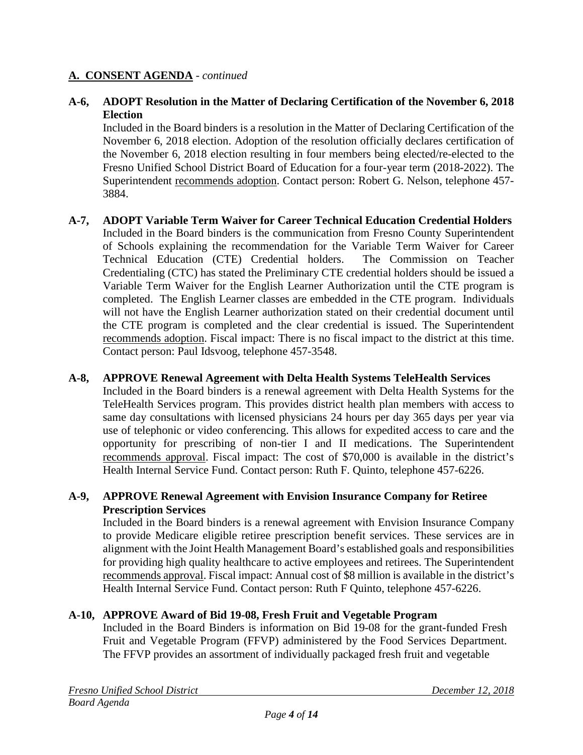## A. CONSENT AGENDA - *continued*

**A-6, ADOPT Resolution in the Matter of Declaring Certification of the November 6, 2018 Election**

Included in the Board binders is a resolution in the Matter of Declaring Certification of the November 6, 2018 election. Adoption of the resolution officially declares certification of the November 6, 2018 election resulting in four members being elected/re-elected to the Fresno Unified School District Board of Education for a four-year term (2018-2022). The Superintendent recommends adoption. Contact person: Robert G. Nelson, telephone 457-3884.

**A-7, ADOPT Variable Term Waiver for Career Technical Education Credential Holders**

Included in the Board binders is the communication from Fresno County Superintendent of Schools explaining the recommendation for the Variable Term Waiver for Career Technical Education (CTE) Credential holders. The Commission on Teacher Credentialing (CTC) has stated the Preliminary CTE credential holders should be issued a Variable Term Waiver for the English Learner Authorization until the CTE program is completed. The English Learner classes are embedded in the CTE program. Individuals will not have the English Learner authorization stated on their credential document until the CTE program is completed and the clear credential is issued. The Superintendent recommends adoption. Fiscal impact: There is no fiscal impact to the district at this time. Contact person: Paul Idsvoog, telephone 457-3548.

**A-8, APPROVE Renewal Agreement with Delta Health Systems TeleHealth Services**

Included in the Board binders is a renewal agreement with Delta Health Systems for the TeleHealth Services program. This provides district health plan members with access to same day consultations with licensed physicians 24 hours per day 365 days per year via use of telephonic or video conferencing. This allows for expedited access to care and the opportunity for prescribing of non-tier I and II medications. The Superintendent recommends approval. Fiscal impact: The cost of $70,000 is available in the district's Health Internal Service Fund. Contact person: Ruth F. Quinto, telephone 457-6226.

**A-9, APPROVE Renewal Agreement with Envision Insurance Company for Retiree Prescription Services**

Included in the Board binders is a renewal agreement with Envision Insurance Company to provide Medicare eligible retiree prescription benefit services. These services are in alignment with the Joint Health Management Board's established goals and responsibilities for providing high quality healthcare to active employees and retirees. The Superintendent recommends approval. Fiscal impact: Annual cost of $8 million is available in the district's Health Internal Service Fund. Contact person: Ruth F Quinto, telephone 457-6226.

**A-10, APPROVE Award of Bid 19-08, Fresh Fruit and Vegetable Program**

Included in the Board Binders is information on Bid 19-08 for the grant-funded Fresh Fruit and Vegetable Program (FFVP) administered by the Food Services Department. The FFVP provides an assortment of individually packaged fresh fruit and vegetable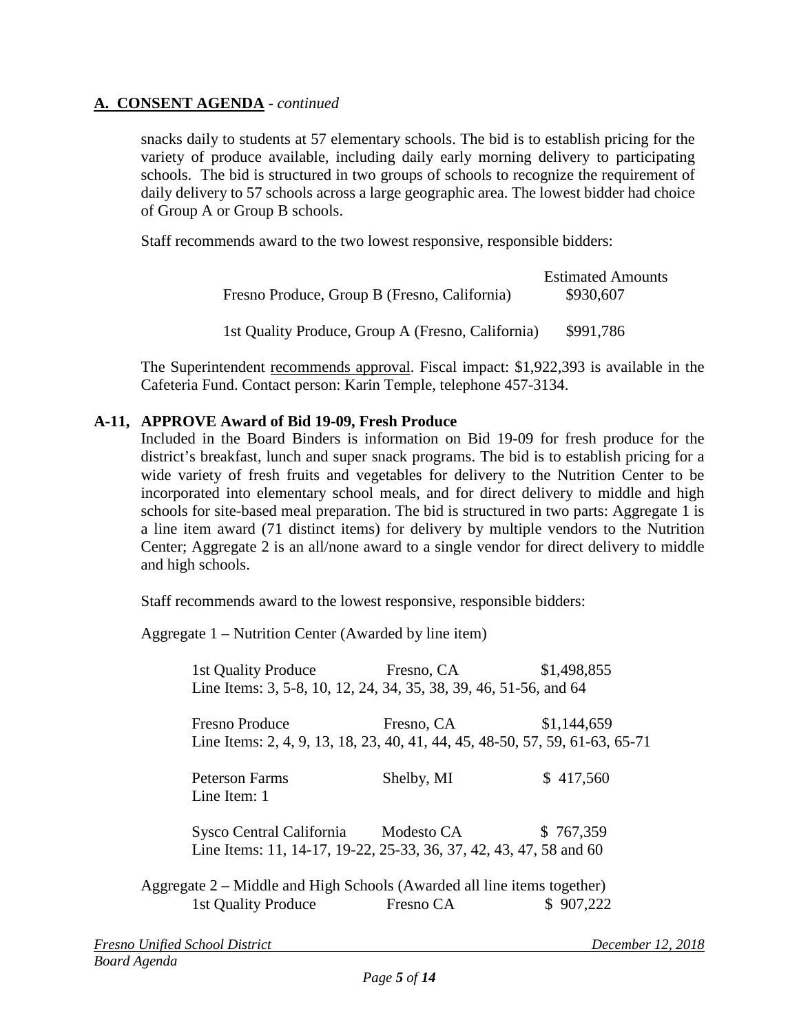## A. CONSENT AGENDA - *continued*

snacks daily to students at 57 elementary schools. The bid is to establish pricing for the variety of produce available, including daily early morning delivery to participating schools. The bid is structured in two groups of schools to recognize the requirement of daily delivery to 57 schools across a large geographic area. The lowest bidder had choice of Group A or Group B schools.

Staff recommends award to the two lowest responsive, responsible bidders:

| | Estimated Amounts |
|---|---|
| Fresno Produce, Group B (Fresno, California) | $930,607 |
| 1st Quality Produce, Group A (Fresno, California) | $991,786 |

The Superintendent recommends approval. Fiscal impact: $1,922,393 is available in the Cafeteria Fund. Contact person: Karin Temple, telephone 457-3134.

**A-11, APPROVE Award of Bid 19-09, Fresh Produce**

Included in the Board Binders is information on Bid 19-09 for fresh produce for the district's breakfast, lunch and super snack programs. The bid is to establish pricing for a wide variety of fresh fruits and vegetables for delivery to the Nutrition Center to be incorporated into elementary school meals, and for direct delivery to middle and high schools for site-based meal preparation. The bid is structured in two parts: Aggregate 1 is a line item award (71 distinct items) for delivery by multiple vendors to the Nutrition Center; Aggregate 2 is an all/none award to a single vendor for direct delivery to middle and high schools.

Staff recommends award to the lowest responsive, responsible bidders:

Aggregate 1 – Nutrition Center (Awarded by line item)

1st Quality Produce    Fresno, CA    $1,498,855
Line Items: 3, 5-8, 10, 12, 24, 34, 35, 38, 39, 46, 51-56, and 64

Fresno Produce    Fresno, CA    $1,144,659
Line Items: 2, 4, 9, 13, 18, 23, 40, 41, 44, 45, 48-50, 57, 59, 61-63, 65-71

Peterson Farms    Shelby, MI    $ 417,560
Line Item: 1

Sysco Central California    Modesto CA    $ 767,359
Line Items: 11, 14-17, 19-22, 25-33, 36, 37, 42, 43, 47, 58 and 60

Aggregate 2 – Middle and High Schools (Awarded all line items together)

1st Quality Produce    Fresno CA    $ 907,222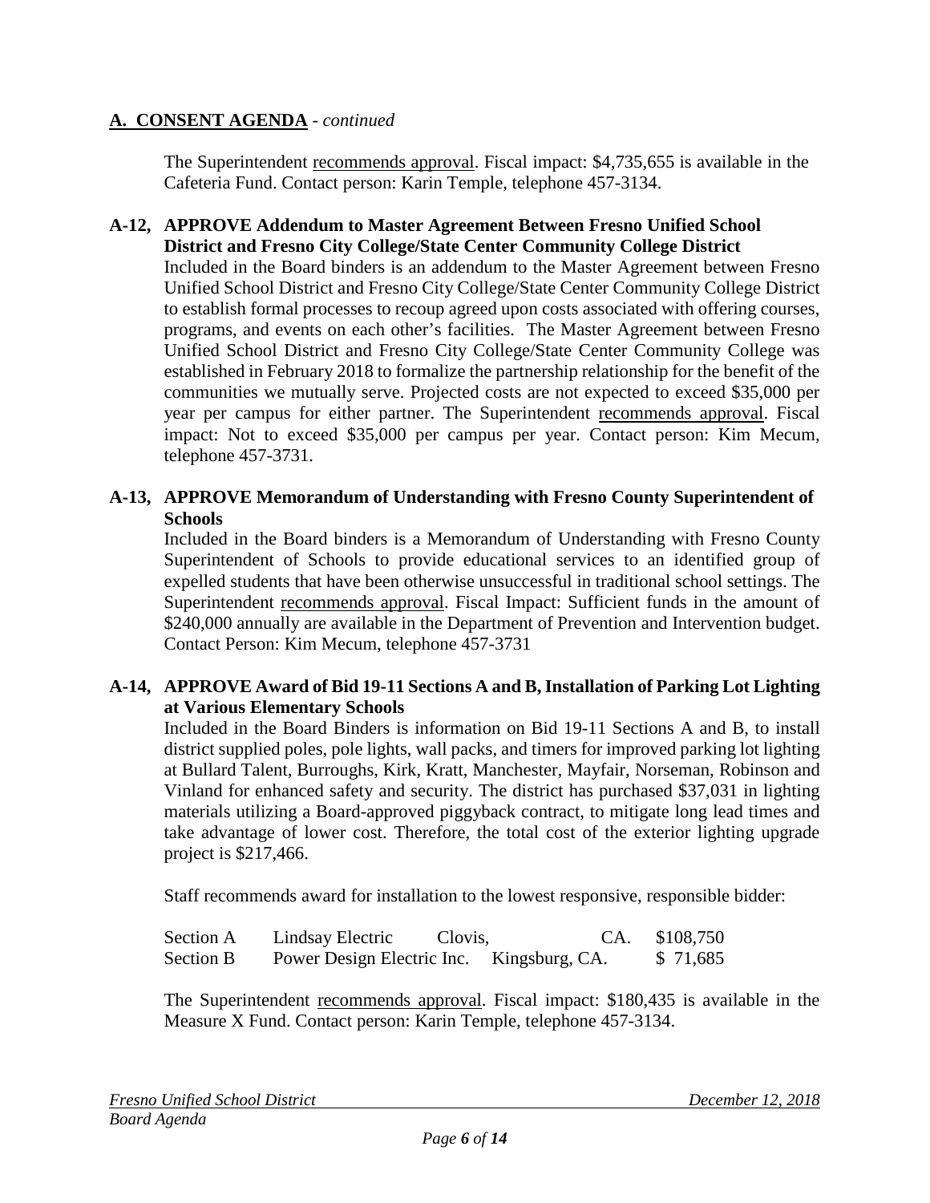## A. CONSENT AGENDA - *continued*

The Superintendent recommends approval. Fiscal impact: $4,735,655 is available in the Cafeteria Fund. Contact person: Karin Temple, telephone 457-3134.

**A-12, APPROVE Addendum to Master Agreement Between Fresno Unified School District and Fresno City College/State Center Community College District**

Included in the Board binders is an addendum to the Master Agreement between Fresno Unified School District and Fresno City College/State Center Community College District to establish formal processes to recoup agreed upon costs associated with offering courses, programs, and events on each other's facilities. The Master Agreement between Fresno Unified School District and Fresno City College/State Center Community College was established in February 2018 to formalize the partnership relationship for the benefit of the communities we mutually serve. Projected costs are not expected to exceed $35,000 per year per campus for either partner. The Superintendent recommends approval. Fiscal impact: Not to exceed $35,000 per campus per year. Contact person: Kim Mecum, telephone 457-3731.

**A-13, APPROVE Memorandum of Understanding with Fresno County Superintendent of Schools**

Included in the Board binders is a Memorandum of Understanding with Fresno County Superintendent of Schools to provide educational services to an identified group of expelled students that have been otherwise unsuccessful in traditional school settings. The Superintendent recommends approval. Fiscal Impact: Sufficient funds in the amount of $240,000 annually are available in the Department of Prevention and Intervention budget. Contact Person: Kim Mecum, telephone 457-3731

**A-14, APPROVE Award of Bid 19-11 Sections A and B, Installation of Parking Lot Lighting at Various Elementary Schools**

Included in the Board Binders is information on Bid 19-11 Sections A and B, to install district supplied poles, pole lights, wall packs, and timers for improved parking lot lighting at Bullard Talent, Burroughs, Kirk, Kratt, Manchester, Mayfair, Norseman, Robinson and Vinland for enhanced safety and security. The district has purchased $37,031 in lighting materials utilizing a Board-approved piggyback contract, to mitigate long lead times and take advantage of lower cost. Therefore, the total cost of the exterior lighting upgrade project is $217,466.

Staff recommends award for installation to the lowest responsive, responsible bidder:

| | | | |
|---|---|---|---|
| Section A | Lindsay Electric | Clovis, CA. | $108,750 |
| Section B | Power Design Electric Inc. | Kingsburg, CA. | $ 71,685 |

The Superintendent recommends approval. Fiscal impact: $180,435 is available in the Measure X Fund. Contact person: Karin Temple, telephone 457-3134.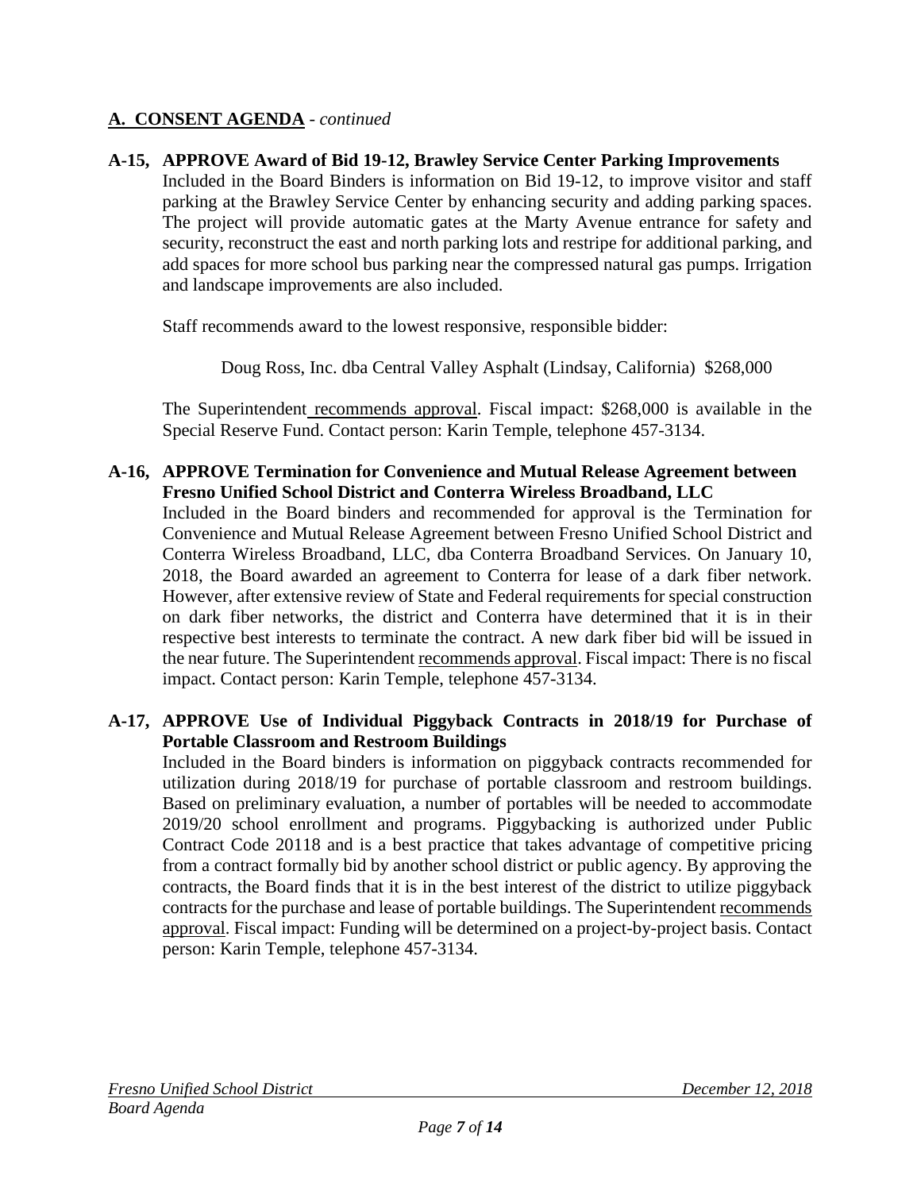## A. CONSENT AGENDA - *continued*

**A-15, APPROVE Award of Bid 19-12, Brawley Service Center Parking Improvements**

Included in the Board Binders is information on Bid 19-12, to improve visitor and staff parking at the Brawley Service Center by enhancing security and adding parking spaces. The project will provide automatic gates at the Marty Avenue entrance for safety and security, reconstruct the east and north parking lots and restripe for additional parking, and add spaces for more school bus parking near the compressed natural gas pumps. Irrigation and landscape improvements are also included.

Staff recommends award to the lowest responsive, responsible bidder:

Doug Ross, Inc. dba Central Valley Asphalt (Lindsay, California) $268,000

The Superintendent recommends approval. Fiscal impact: $268,000 is available in the Special Reserve Fund. Contact person: Karin Temple, telephone 457-3134.

**A-16, APPROVE Termination for Convenience and Mutual Release Agreement between Fresno Unified School District and Conterra Wireless Broadband, LLC**

Included in the Board binders and recommended for approval is the Termination for Convenience and Mutual Release Agreement between Fresno Unified School District and Conterra Wireless Broadband, LLC, dba Conterra Broadband Services. On January 10, 2018, the Board awarded an agreement to Conterra for lease of a dark fiber network. However, after extensive review of State and Federal requirements for special construction on dark fiber networks, the district and Conterra have determined that it is in their respective best interests to terminate the contract. A new dark fiber bid will be issued in the near future. The Superintendent recommends approval. Fiscal impact: There is no fiscal impact. Contact person: Karin Temple, telephone 457-3134.

**A-17, APPROVE Use of Individual Piggyback Contracts in 2018/19 for Purchase of Portable Classroom and Restroom Buildings**

Included in the Board binders is information on piggyback contracts recommended for utilization during 2018/19 for purchase of portable classroom and restroom buildings. Based on preliminary evaluation, a number of portables will be needed to accommodate 2019/20 school enrollment and programs. Piggybacking is authorized under Public Contract Code 20118 and is a best practice that takes advantage of competitive pricing from a contract formally bid by another school district or public agency. By approving the contracts, the Board finds that it is in the best interest of the district to utilize piggyback contracts for the purchase and lease of portable buildings. The Superintendent recommends approval. Fiscal impact: Funding will be determined on a project-by-project basis. Contact person: Karin Temple, telephone 457-3134.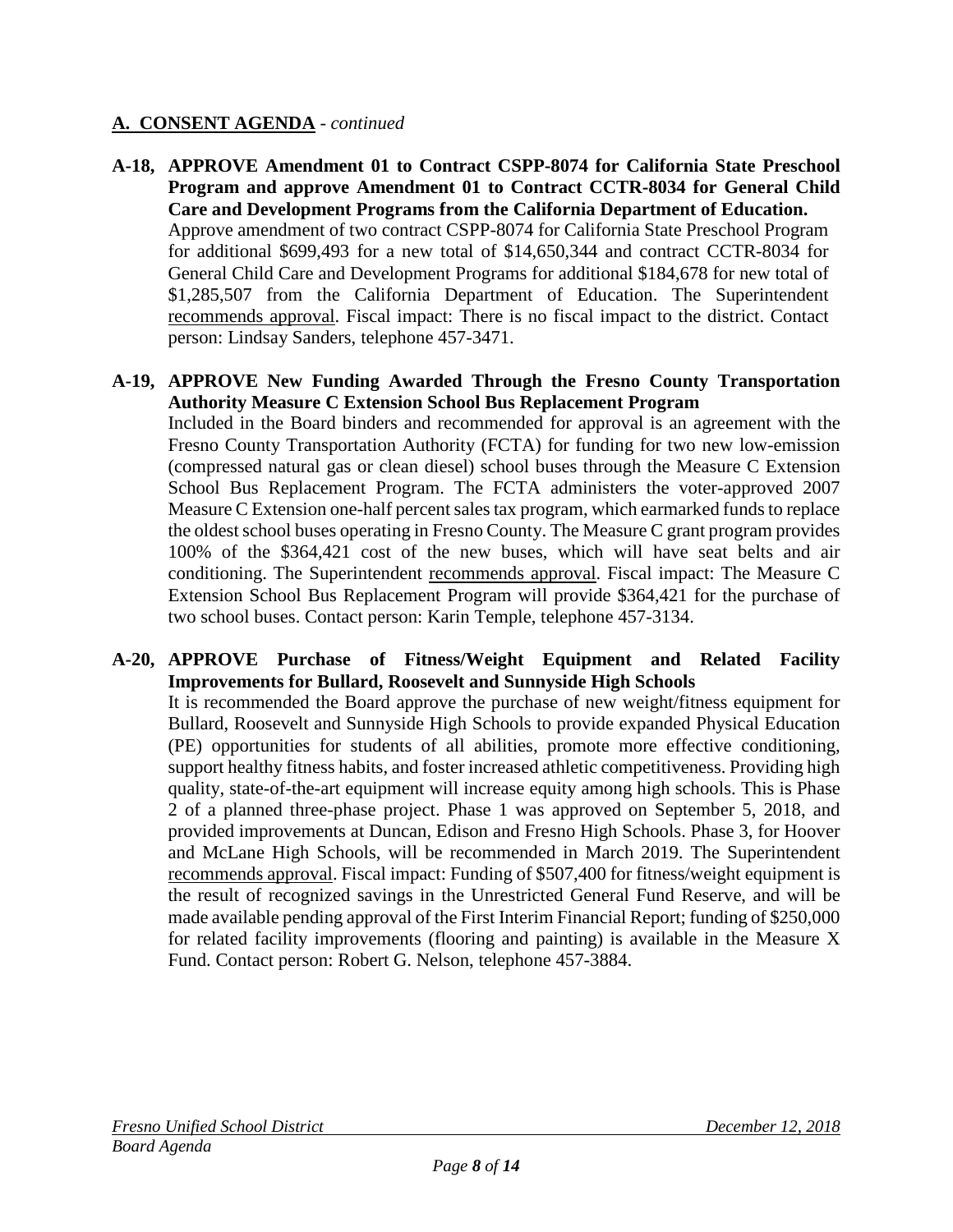## A. CONSENT AGENDA - *continued*

**A-18, APPROVE Amendment 01 to Contract CSPP-8074 for California State Preschool Program and approve Amendment 01 to Contract CCTR-8034 for General Child Care and Development Programs from the California Department of Education.**
Approve amendment of two contract CSPP-8074 for California State Preschool Program for additional $699,493 for a new total of $14,650,344 and contract CCTR-8034 for General Child Care and Development Programs for additional $184,678 for new total of $1,285,507 from the California Department of Education. The Superintendent recommends approval. Fiscal impact: There is no fiscal impact to the district. Contact person: Lindsay Sanders, telephone 457-3471.

**A-19, APPROVE New Funding Awarded Through the Fresno County Transportation Authority Measure C Extension School Bus Replacement Program**
Included in the Board binders and recommended for approval is an agreement with the Fresno County Transportation Authority (FCTA) for funding for two new low-emission (compressed natural gas or clean diesel) school buses through the Measure C Extension School Bus Replacement Program. The FCTA administers the voter-approved 2007 Measure C Extension one-half percent sales tax program, which earmarked funds to replace the oldest school buses operating in Fresno County. The Measure C grant program provides 100% of the $364,421 cost of the new buses, which will have seat belts and air conditioning. The Superintendent recommends approval. Fiscal impact: The Measure C Extension School Bus Replacement Program will provide $364,421 for the purchase of two school buses. Contact person: Karin Temple, telephone 457-3134.

**A-20, APPROVE Purchase of Fitness/Weight Equipment and Related Facility Improvements for Bullard, Roosevelt and Sunnyside High Schools**
It is recommended the Board approve the purchase of new weight/fitness equipment for Bullard, Roosevelt and Sunnyside High Schools to provide expanded Physical Education (PE) opportunities for students of all abilities, promote more effective conditioning, support healthy fitness habits, and foster increased athletic competitiveness. Providing high quality, state-of-the-art equipment will increase equity among high schools. This is Phase 2 of a planned three-phase project. Phase 1 was approved on September 5, 2018, and provided improvements at Duncan, Edison and Fresno High Schools. Phase 3, for Hoover and McLane High Schools, will be recommended in March 2019. The Superintendent recommends approval. Fiscal impact: Funding of $507,400 for fitness/weight equipment is the result of recognized savings in the Unrestricted General Fund Reserve, and will be made available pending approval of the First Interim Financial Report; funding of $250,000 for related facility improvements (flooring and painting) is available in the Measure X Fund. Contact person: Robert G. Nelson, telephone 457-3884.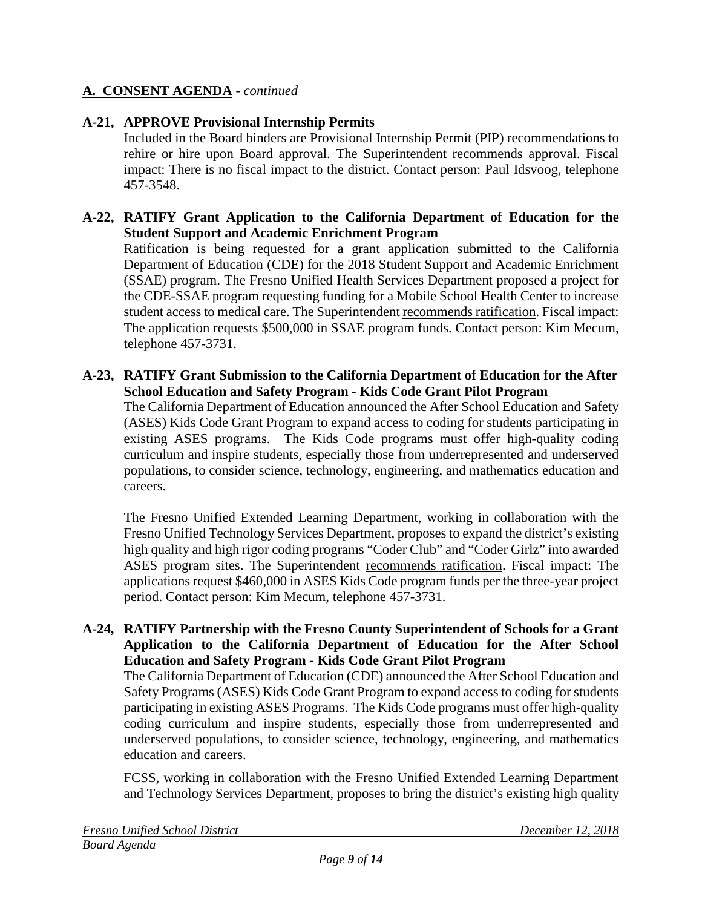## A. CONSENT AGENDA - *continued*

**A-21, APPROVE Provisional Internship Permits**

Included in the Board binders are Provisional Internship Permit (PIP) recommendations to rehire or hire upon Board approval. The Superintendent recommends approval. Fiscal impact: There is no fiscal impact to the district. Contact person: Paul Idsvoog, telephone 457-3548.

**A-22, RATIFY Grant Application to the California Department of Education for the Student Support and Academic Enrichment Program**

Ratification is being requested for a grant application submitted to the California Department of Education (CDE) for the 2018 Student Support and Academic Enrichment (SSAE) program. The Fresno Unified Health Services Department proposed a project for the CDE-SSAE program requesting funding for a Mobile School Health Center to increase student access to medical care. The Superintendent recommends ratification. Fiscal impact: The application requests $500,000 in SSAE program funds. Contact person: Kim Mecum, telephone 457-3731.

**A-23, RATIFY Grant Submission to the California Department of Education for the After School Education and Safety Program - Kids Code Grant Pilot Program**

The California Department of Education announced the After School Education and Safety (ASES) Kids Code Grant Program to expand access to coding for students participating in existing ASES programs. The Kids Code programs must offer high-quality coding curriculum and inspire students, especially those from underrepresented and underserved populations, to consider science, technology, engineering, and mathematics education and careers.

The Fresno Unified Extended Learning Department, working in collaboration with the Fresno Unified Technology Services Department, proposes to expand the district's existing high quality and high rigor coding programs "Coder Club" and "Coder Girlz" into awarded ASES program sites. The Superintendent recommends ratification. Fiscal impact: The applications request $460,000 in ASES Kids Code program funds per the three-year project period. Contact person: Kim Mecum, telephone 457-3731.

**A-24, RATIFY Partnership with the Fresno County Superintendent of Schools for a Grant Application to the California Department of Education for the After School Education and Safety Program - Kids Code Grant Pilot Program**

The California Department of Education (CDE) announced the After School Education and Safety Programs (ASES) Kids Code Grant Program to expand access to coding for students participating in existing ASES Programs. The Kids Code programs must offer high-quality coding curriculum and inspire students, especially those from underrepresented and underserved populations, to consider science, technology, engineering, and mathematics education and careers.

FCSS, working in collaboration with the Fresno Unified Extended Learning Department and Technology Services Department, proposes to bring the district's existing high quality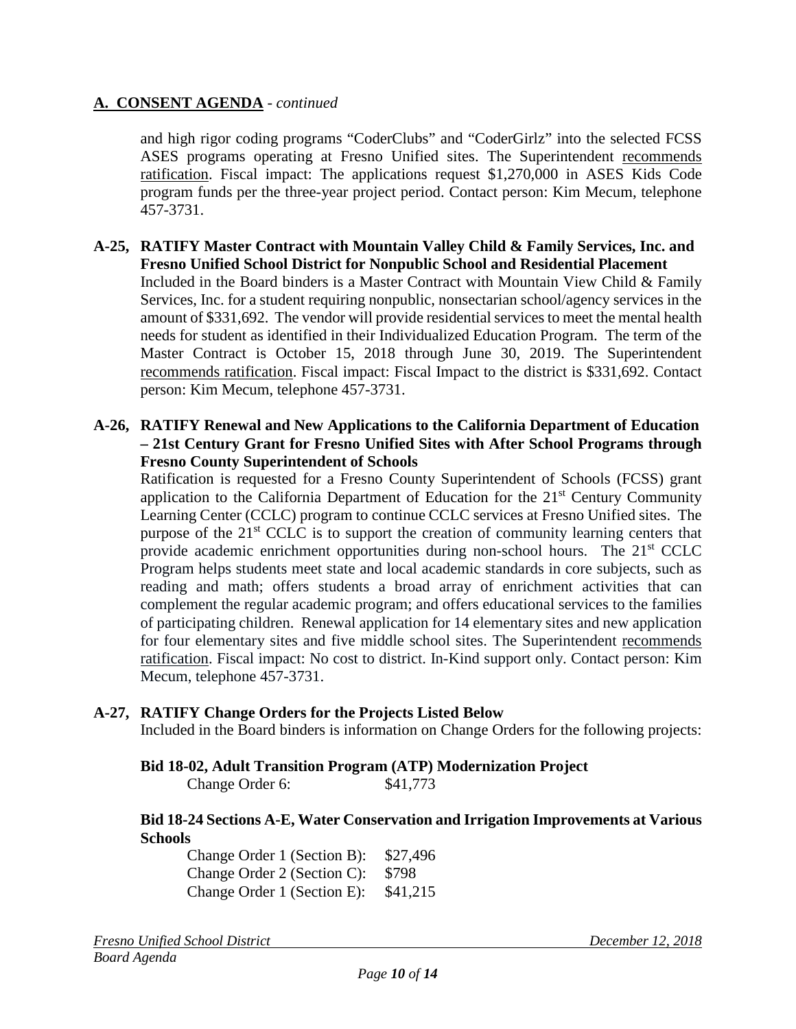## A. CONSENT AGENDA - *continued*

and high rigor coding programs "CoderClubs" and "CoderGirlz" into the selected FCSS ASES programs operating at Fresno Unified sites. The Superintendent recommends ratification. Fiscal impact: The applications request $1,270,000 in ASES Kids Code program funds per the three-year project period. Contact person: Kim Mecum, telephone 457-3731.

**A-25, RATIFY Master Contract with Mountain Valley Child & Family Services, Inc. and Fresno Unified School District for Nonpublic School and Residential Placement**

Included in the Board binders is a Master Contract with Mountain View Child & Family Services, Inc. for a student requiring nonpublic, nonsectarian school/agency services in the amount of $331,692. The vendor will provide residential services to meet the mental health needs for student as identified in their Individualized Education Program. The term of the Master Contract is October 15, 2018 through June 30, 2019. The Superintendent recommends ratification. Fiscal impact: Fiscal Impact to the district is $331,692. Contact person: Kim Mecum, telephone 457-3731.

**A-26, RATIFY Renewal and New Applications to the California Department of Education – 21st Century Grant for Fresno Unified Sites with After School Programs through Fresno County Superintendent of Schools**

Ratification is requested for a Fresno County Superintendent of Schools (FCSS) grant application to the California Department of Education for the 21st Century Community Learning Center (CCLC) program to continue CCLC services at Fresno Unified sites. The purpose of the 21st CCLC is to support the creation of community learning centers that provide academic enrichment opportunities during non-school hours. The 21st CCLC Program helps students meet state and local academic standards in core subjects, such as reading and math; offers students a broad array of enrichment activities that can complement the regular academic program; and offers educational services to the families of participating children. Renewal application for 14 elementary sites and new application for four elementary sites and five middle school sites. The Superintendent recommends ratification. Fiscal impact: No cost to district. In-Kind support only. Contact person: Kim Mecum, telephone 457-3731.

**A-27, RATIFY Change Orders for the Projects Listed Below**

Included in the Board binders is information on Change Orders for the following projects:

**Bid 18-02, Adult Transition Program (ATP) Modernization Project**

Change Order 6: $41,773

**Bid 18-24 Sections A-E, Water Conservation and Irrigation Improvements at Various Schools**

Change Order 1 (Section B): $27,496
Change Order 2 (Section C): $798
Change Order 1 (Section E): $41,215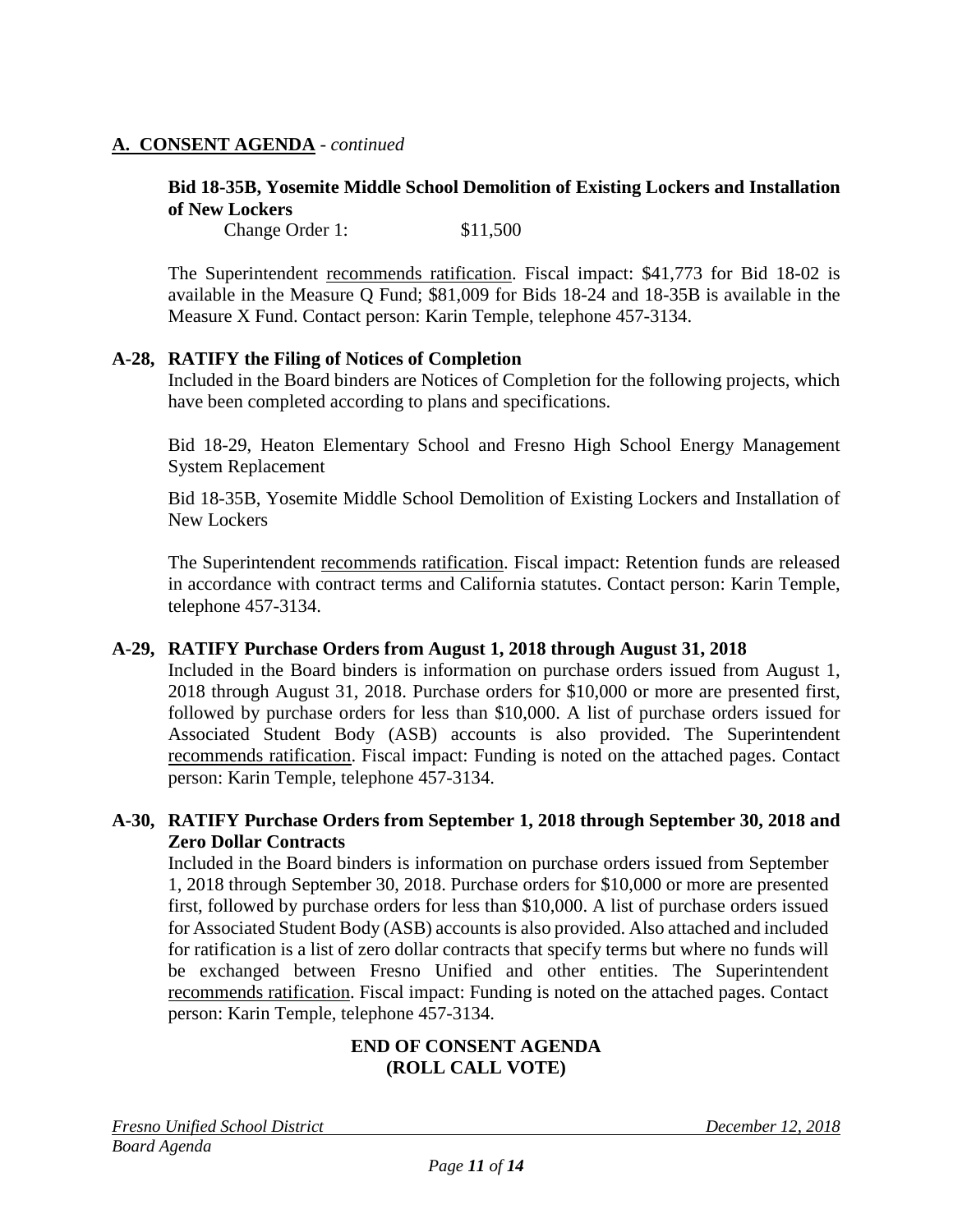## A. CONSENT AGENDA - *continued*

**Bid 18-35B, Yosemite Middle School Demolition of Existing Lockers and Installation of New Lockers**

Change Order 1: $11,500

The Superintendent recommends ratification. Fiscal impact: $41,773 for Bid 18-02 is available in the Measure Q Fund; $81,009 for Bids 18-24 and 18-35B is available in the Measure X Fund. Contact person: Karin Temple, telephone 457-3134.

### A-28, RATIFY the Filing of Notices of Completion

Included in the Board binders are Notices of Completion for the following projects, which have been completed according to plans and specifications.

Bid 18-29, Heaton Elementary School and Fresno High School Energy Management System Replacement

Bid 18-35B, Yosemite Middle School Demolition of Existing Lockers and Installation of New Lockers

The Superintendent recommends ratification. Fiscal impact: Retention funds are released in accordance with contract terms and California statutes. Contact person: Karin Temple, telephone 457-3134.

### A-29, RATIFY Purchase Orders from August 1, 2018 through August 31, 2018

Included in the Board binders is information on purchase orders issued from August 1, 2018 through August 31, 2018. Purchase orders for $10,000 or more are presented first, followed by purchase orders for less than $10,000. A list of purchase orders issued for Associated Student Body (ASB) accounts is also provided. The Superintendent recommends ratification. Fiscal impact: Funding is noted on the attached pages. Contact person: Karin Temple, telephone 457-3134.

### A-30, RATIFY Purchase Orders from September 1, 2018 through September 30, 2018 and Zero Dollar Contracts

Included in the Board binders is information on purchase orders issued from September 1, 2018 through September 30, 2018. Purchase orders for $10,000 or more are presented first, followed by purchase orders for less than $10,000. A list of purchase orders issued for Associated Student Body (ASB) accounts is also provided. Also attached and included for ratification is a list of zero dollar contracts that specify terms but where no funds will be exchanged between Fresno Unified and other entities. The Superintendent recommends ratification. Fiscal impact: Funding is noted on the attached pages. Contact person: Karin Temple, telephone 457-3134.

**END OF CONSENT AGENDA**
**(ROLL CALL VOTE)**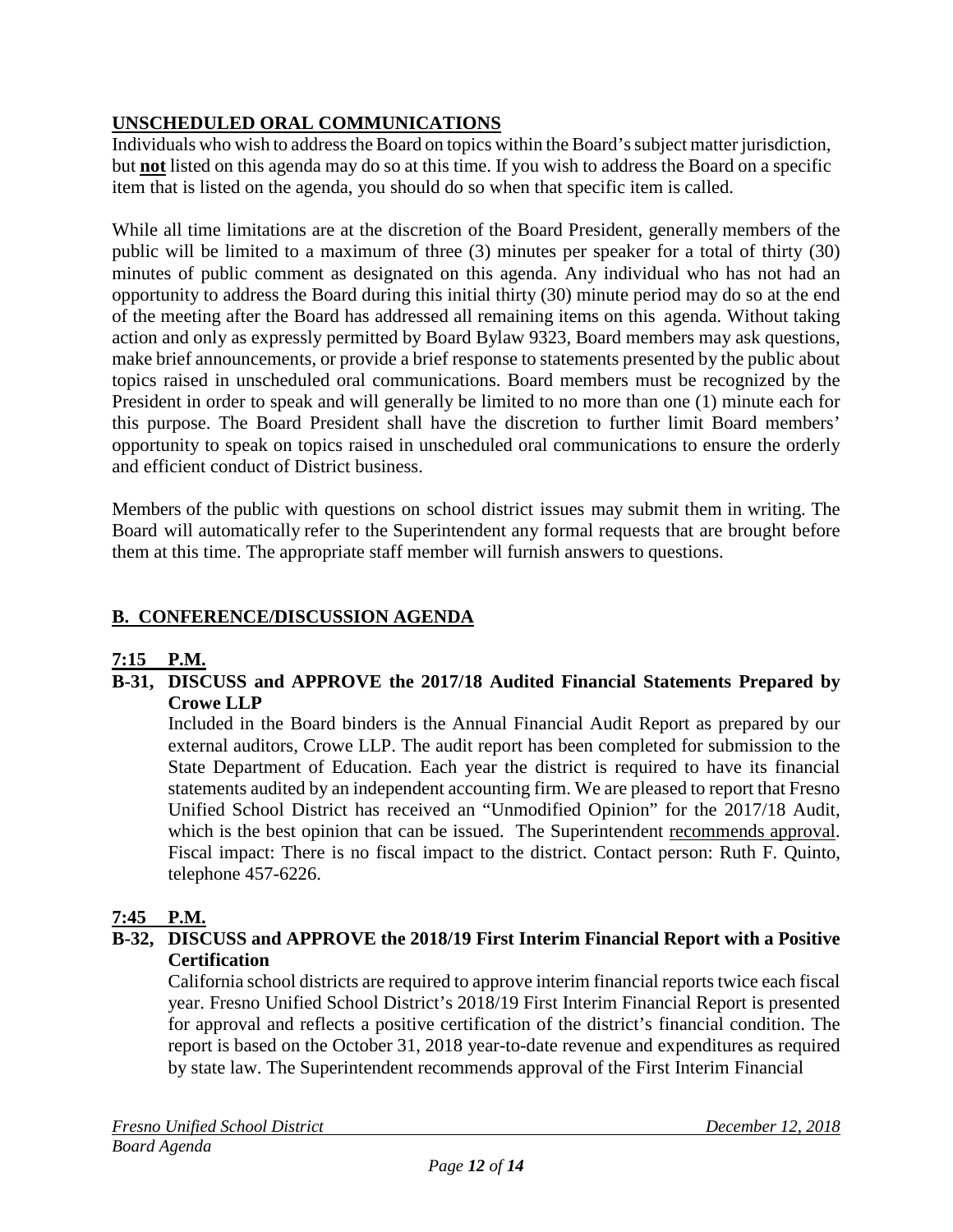## UNSCHEDULED ORAL COMMUNICATIONS

Individuals who wish to address the Board on topics within the Board's subject matter jurisdiction, but **not** listed on this agenda may do so at this time. If you wish to address the Board on a specific item that is listed on the agenda, you should do so when that specific item is called.

While all time limitations are at the discretion of the Board President, generally members of the public will be limited to a maximum of three (3) minutes per speaker for a total of thirty (30) minutes of public comment as designated on this agenda. Any individual who has not had an opportunity to address the Board during this initial thirty (30) minute period may do so at the end of the meeting after the Board has addressed all remaining items on this agenda. Without taking action and only as expressly permitted by Board Bylaw 9323, Board members may ask questions, make brief announcements, or provide a brief response to statements presented by the public about topics raised in unscheduled oral communications. Board members must be recognized by the President in order to speak and will generally be limited to no more than one (1) minute each for this purpose. The Board President shall have the discretion to further limit Board members' opportunity to speak on topics raised in unscheduled oral communications to ensure the orderly and efficient conduct of District business.

Members of the public with questions on school district issues may submit them in writing. The Board will automatically refer to the Superintendent any formal requests that are brought before them at this time. The appropriate staff member will furnish answers to questions.

## B. CONFERENCE/DISCUSSION AGENDA

**7:15 P.M.**

**B-31, DISCUSS and APPROVE the 2017/18 Audited Financial Statements Prepared by Crowe LLP**

Included in the Board binders is the Annual Financial Audit Report as prepared by our external auditors, Crowe LLP. The audit report has been completed for submission to the State Department of Education. Each year the district is required to have its financial statements audited by an independent accounting firm. We are pleased to report that Fresno Unified School District has received an "Unmodified Opinion" for the 2017/18 Audit, which is the best opinion that can be issued. The Superintendent recommends approval. Fiscal impact: There is no fiscal impact to the district. Contact person: Ruth F. Quinto, telephone 457-6226.

**7:45 P.M.**

**B-32, DISCUSS and APPROVE the 2018/19 First Interim Financial Report with a Positive Certification**

California school districts are required to approve interim financial reports twice each fiscal year. Fresno Unified School District's 2018/19 First Interim Financial Report is presented for approval and reflects a positive certification of the district's financial condition. The report is based on the October 31, 2018 year-to-date revenue and expenditures as required by state law. The Superintendent recommends approval of the First Interim Financial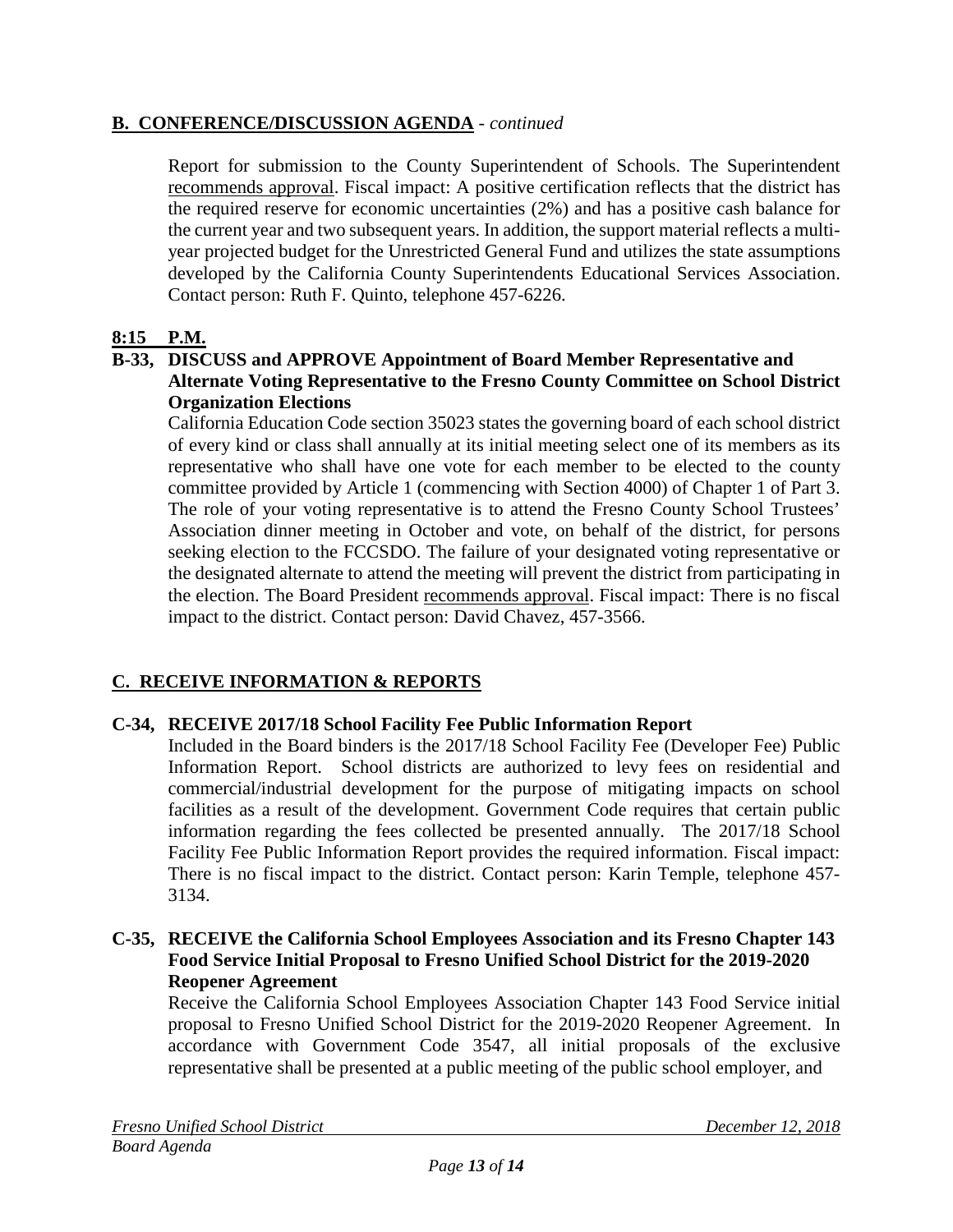## **B. CONFERENCE/DISCUSSION AGENDA** - *continued*

Report for submission to the County Superintendent of Schools. The Superintendent recommends approval. Fiscal impact: A positive certification reflects that the district has the required reserve for economic uncertainties (2%) and has a positive cash balance for the current year and two subsequent years. In addition, the support material reflects a multi-year projected budget for the Unrestricted General Fund and utilizes the state assumptions developed by the California County Superintendents Educational Services Association. Contact person: Ruth F. Quinto, telephone 457-6226.

**8:15 P.M.**

**B-33, DISCUSS and APPROVE Appointment of Board Member Representative and Alternate Voting Representative to the Fresno County Committee on School District Organization Elections**

California Education Code section 35023 states the governing board of each school district of every kind or class shall annually at its initial meeting select one of its members as its representative who shall have one vote for each member to be elected to the county committee provided by Article 1 (commencing with Section 4000) of Chapter 1 of Part 3. The role of your voting representative is to attend the Fresno County School Trustees' Association dinner meeting in October and vote, on behalf of the district, for persons seeking election to the FCCSDO. The failure of your designated voting representative or the designated alternate to attend the meeting will prevent the district from participating in the election. The Board President recommends approval. Fiscal impact: There is no fiscal impact to the district. Contact person: David Chavez, 457-3566.

## **C. RECEIVE INFORMATION & REPORTS**

**C-34, RECEIVE 2017/18 School Facility Fee Public Information Report**

Included in the Board binders is the 2017/18 School Facility Fee (Developer Fee) Public Information Report. School districts are authorized to levy fees on residential and commercial/industrial development for the purpose of mitigating impacts on school facilities as a result of the development. Government Code requires that certain public information regarding the fees collected be presented annually. The 2017/18 School Facility Fee Public Information Report provides the required information. Fiscal impact: There is no fiscal impact to the district. Contact person: Karin Temple, telephone 457-3134.

**C-35, RECEIVE the California School Employees Association and its Fresno Chapter 143 Food Service Initial Proposal to Fresno Unified School District for the 2019-2020 Reopener Agreement**

Receive the California School Employees Association Chapter 143 Food Service initial proposal to Fresno Unified School District for the 2019-2020 Reopener Agreement. In accordance with Government Code 3547, all initial proposals of the exclusive representative shall be presented at a public meeting of the public school employer, and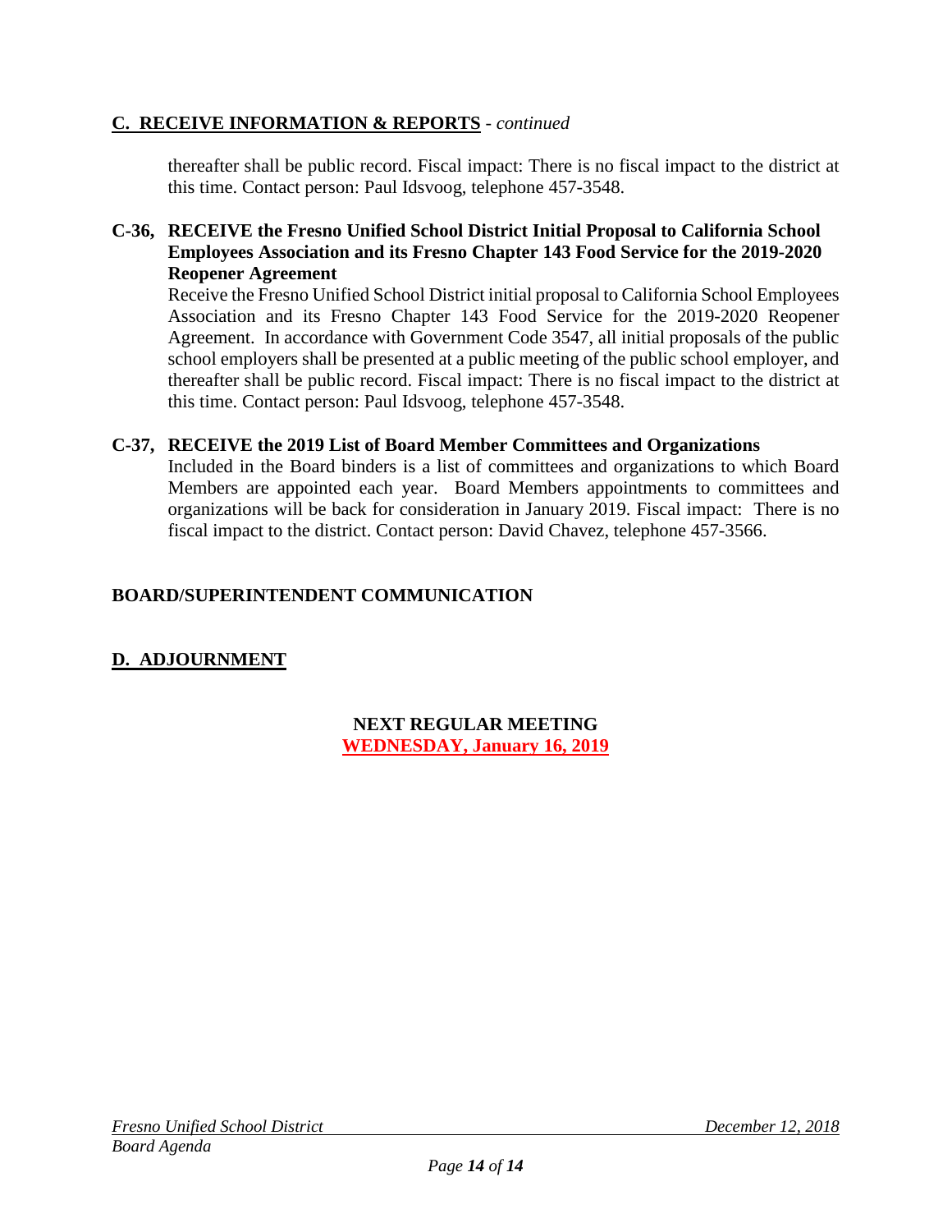## C. RECEIVE INFORMATION & REPORTS - *continued*

thereafter shall be public record. Fiscal impact: There is no fiscal impact to the district at this time. Contact person: Paul Idsvoog, telephone 457-3548.

**C-36, RECEIVE the Fresno Unified School District Initial Proposal to California School Employees Association and its Fresno Chapter 143 Food Service for the 2019-2020 Reopener Agreement**

Receive the Fresno Unified School District initial proposal to California School Employees Association and its Fresno Chapter 143 Food Service for the 2019-2020 Reopener Agreement. In accordance with Government Code 3547, all initial proposals of the public school employers shall be presented at a public meeting of the public school employer, and thereafter shall be public record. Fiscal impact: There is no fiscal impact to the district at this time. Contact person: Paul Idsvoog, telephone 457-3548.

**C-37, RECEIVE the 2019 List of Board Member Committees and Organizations**

Included in the Board binders is a list of committees and organizations to which Board Members are appointed each year. Board Members appointments to committees and organizations will be back for consideration in January 2019. Fiscal impact: There is no fiscal impact to the district. Contact person: David Chavez, telephone 457-3566.

## BOARD/SUPERINTENDENT COMMUNICATION

## D. ADJOURNMENT

**NEXT REGULAR MEETING**

**WEDNESDAY, January 16, 2019**